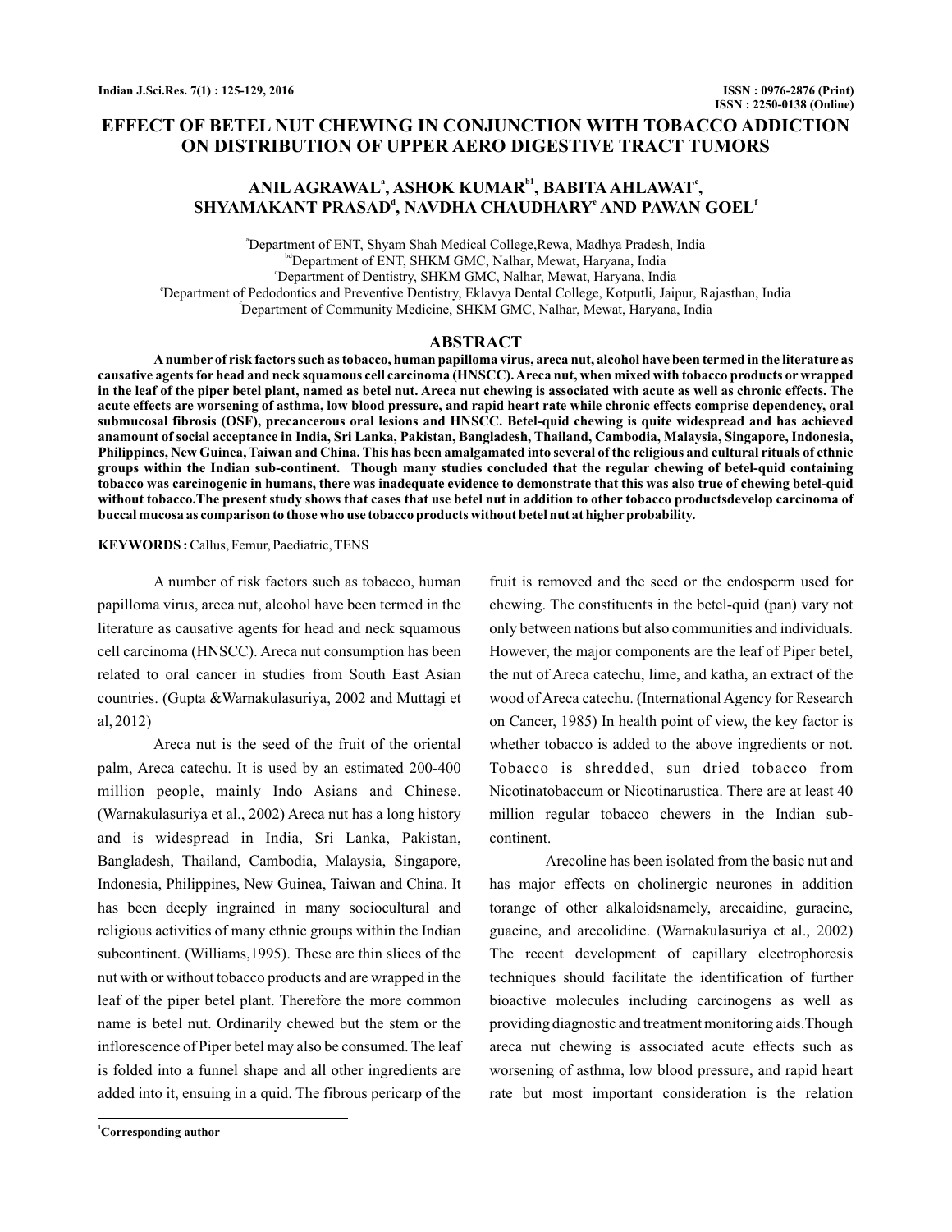# EFFECT OF BETEL NUT CHEWING IN CONJUNCTION WITH TOBACCO ADDICTION ON DISTRIBUTION OF UPPER AERO DIGESTIVE TRACT TUMORS

**ANIL AGRAWAL[a], ASHOK KUMAR[b1], BABITA AHLAWAT[c], SHYAMAKANT PRASAD[d], NAVDHA CHAUDHARY[e] AND PAWAN GOEL[f]**

[a]Department of ENT, Shyam Shah Medical College,Rewa, Madhya Pradesh, India
[bd]Department of ENT, SHKM GMC, Nalhar, Mewat, Haryana, India
[c]Department of Dentistry, SHKM GMC, Nalhar, Mewat, Haryana, India
[e]Department of Pedodontics and Preventive Dentistry, Eklavya Dental College, Kotputli, Jaipur, Rajasthan, India
[f]Department of Community Medicine, SHKM GMC, Nalhar, Mewat, Haryana, India

## ABSTRACT

**A number of risk factors such as tobacco, human papilloma virus, areca nut, alcohol have been termed in the literature as causative agents for head and neck squamous cell carcinoma (HNSCC). Areca nut, when mixed with tobacco products or wrapped in the leaf of the piper betel plant, named as betel nut. Areca nut chewing is associated with acute as well as chronic effects. The acute effects are worsening of asthma, low blood pressure, and rapid heart rate while chronic effects comprise dependency, oral submucosal fibrosis (OSF), precancerous oral lesions and HNSCC. Betel-quid chewing is quite widespread and has achieved anamount of social acceptance in India, Sri Lanka, Pakistan, Bangladesh, Thailand, Cambodia, Malaysia, Singapore, Indonesia, Philippines, New Guinea, Taiwan and China. This has been amalgamated into several of the religious and cultural rituals of ethnic groups within the Indian sub-continent. Though many studies concluded that the regular chewing of betel-quid containing tobacco was carcinogenic in humans, there was inadequate evidence to demonstrate that this was also true of chewing betel-quid without tobacco.The present study shows that cases that use betel nut in addition to other tobacco productsdevelop carcinoma of buccal mucosa as comparison to those who use tobacco products without betel nut at higher probability.**

**KEYWORDS :** Callus, Femur, Paediatric, TENS

A number of risk factors such as tobacco, human papilloma virus, areca nut, alcohol have been termed in the literature as causative agents for head and neck squamous cell carcinoma (HNSCC). Areca nut consumption has been related to oral cancer in studies from South East Asian countries. (Gupta &Warnakulasuriya, 2002 and Muttagi et al, 2012)

Areca nut is the seed of the fruit of the oriental palm, Areca catechu. It is used by an estimated 200-400 million people, mainly Indo Asians and Chinese. (Warnakulasuriya et al., 2002) Areca nut has a long history and is widespread in India, Sri Lanka, Pakistan, Bangladesh, Thailand, Cambodia, Malaysia, Singapore, Indonesia, Philippines, New Guinea, Taiwan and China. It has been deeply ingrained in many sociocultural and religious activities of many ethnic groups within the Indian subcontinent. (Williams,1995). These are thin slices of the nut with or without tobacco products and are wrapped in the leaf of the piper betel plant. Therefore the more common name is betel nut. Ordinarily chewed but the stem or the inflorescence of Piper betel may also be consumed. The leaf is folded into a funnel shape and all other ingredients are added into it, ensuing in a quid. The fibrous pericarp of the fruit is removed and the seed or the endosperm used for chewing. The constituents in the betel-quid (pan) vary not only between nations but also communities and individuals. However, the major components are the leaf of Piper betel, the nut of Areca catechu, lime, and katha, an extract of the wood of Areca catechu. (International Agency for Research on Cancer, 1985) In health point of view, the key factor is whether tobacco is added to the above ingredients or not. Tobacco is shredded, sun dried tobacco from Nicotinatobaccum or Nicotinarustica. There are at least 40 million regular tobacco chewers in the Indian sub-continent.

Arecoline has been isolated from the basic nut and has major effects on cholinergic neurones in addition torange of other alkaloidsnamely, arecaidine, guracine, guacine, and arecolidine. (Warnakulasuriya et al., 2002) The recent development of capillary electrophoresis techniques should facilitate the identification of further bioactive molecules including carcinogens as well as providing diagnostic and treatment monitoring aids.Though areca nut chewing is associated acute effects such as worsening of asthma, low blood pressure, and rapid heart rate but most important consideration is the relation

[1]Corresponding author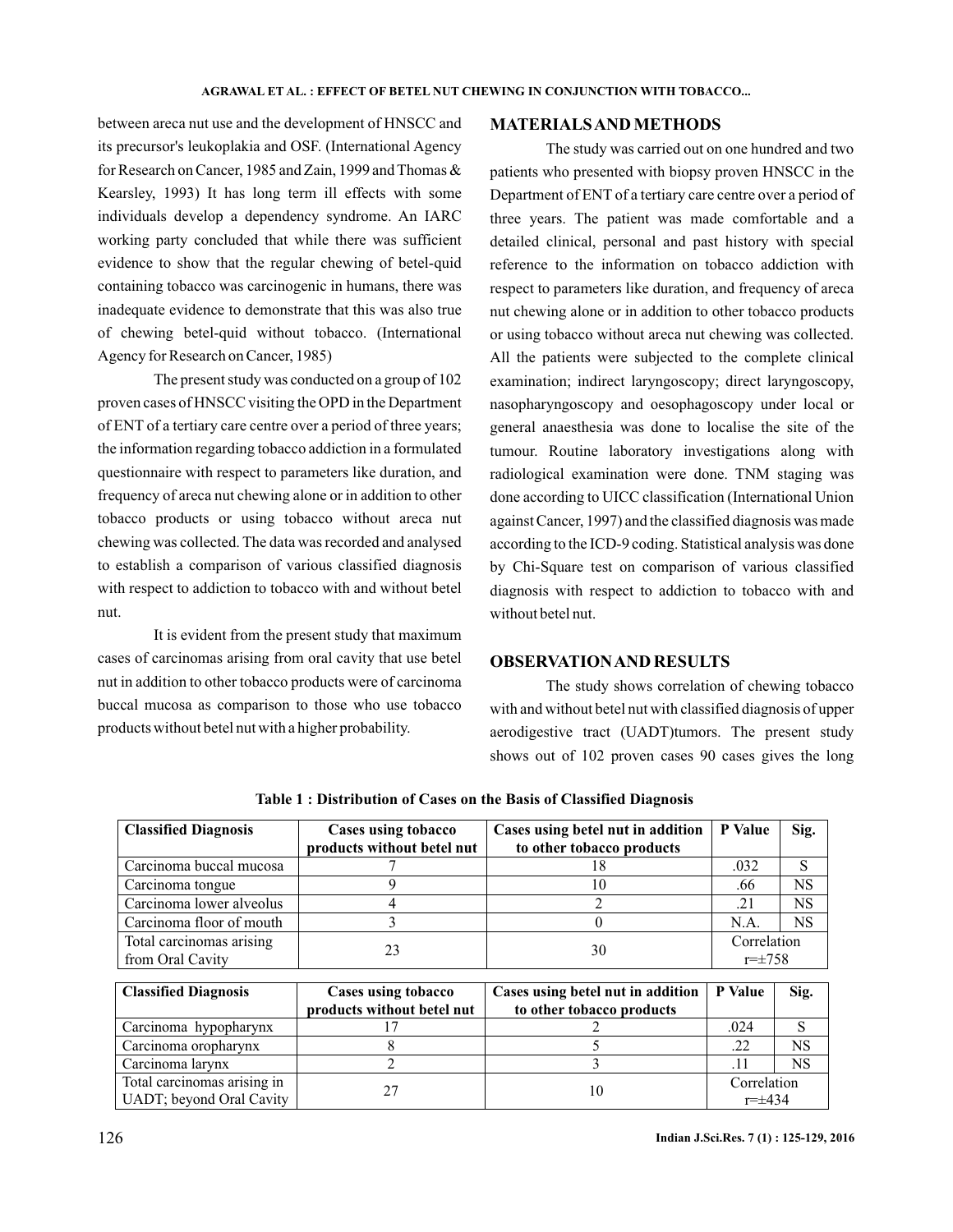between areca nut use and the development of HNSCC and its precursor's leukoplakia and OSF. (International Agency for Research on Cancer, 1985 and Zain, 1999 and Thomas & Kearsley, 1993) It has long term ill effects with some individuals develop a dependency syndrome. An IARC working party concluded that while there was sufficient evidence to show that the regular chewing of betel-quid containing tobacco was carcinogenic in humans, there was inadequate evidence to demonstrate that this was also true of chewing betel-quid without tobacco. (International Agency for Research on Cancer, 1985)

The present study was conducted on a group of 102 proven cases of HNSCC visiting the OPD in the Department of ENT of a tertiary care centre over a period of three years; the information regarding tobacco addiction in a formulated questionnaire with respect to parameters like duration, and frequency of areca nut chewing alone or in addition to other tobacco products or using tobacco without areca nut chewing was collected. The data was recorded and analysed to establish a comparison of various classified diagnosis with respect to addiction to tobacco with and without betel nut.

It is evident from the present study that maximum cases of carcinomas arising from oral cavity that use betel nut in addition to other tobacco products were of carcinoma buccal mucosa as comparison to those who use tobacco products without betel nut with a higher probability.

## MATERIALS AND METHODS

The study was carried out on one hundred and two patients who presented with biopsy proven HNSCC in the Department of ENT of a tertiary care centre over a period of three years. The patient was made comfortable and a detailed clinical, personal and past history with special reference to the information on tobacco addiction with respect to parameters like duration, and frequency of areca nut chewing alone or in addition to other tobacco products or using tobacco without areca nut chewing was collected. All the patients were subjected to the complete clinical examination; indirect laryngoscopy; direct laryngoscopy, nasopharyngoscopy and oesophagoscopy under local or general anaesthesia was done to localise the site of the tumour. Routine laboratory investigations along with radiological examination were done. TNM staging was done according to UICC classification (International Union against Cancer, 1997) and the classified diagnosis was made according to the ICD-9 coding. Statistical analysis was done by Chi-Square test on comparison of various classified diagnosis with respect to addiction to tobacco with and without betel nut.

## OBSERVATION AND RESULTS

The study shows correlation of chewing tobacco with and without betel nut with classified diagnosis of upper aerodigestive tract (UADT)tumors. The present study shows out of 102 proven cases 90 cases gives the long

**Table 1 : Distribution of Cases on the Basis of Classified Diagnosis**

| Classified Diagnosis | Cases using tobacco products without betel nut | Cases using betel nut in addition to other tobacco products | P Value | Sig. |
|---|---|---|---|---|
| Carcinoma buccal mucosa | 7 | 18 | .032 | S |
| Carcinoma tongue | 9 | 10 | .66 | NS |
| Carcinoma lower alveolus | 4 | 2 | .21 | NS |
| Carcinoma floor of mouth | 3 | 0 | N.A. | NS |
| Total carcinomas arising from Oral Cavity | 23 | 30 | Correlation r=±758 | |

| Classified Diagnosis | Cases using tobacco products without betel nut | Cases using betel nut in addition to other tobacco products | P Value | Sig. |
|---|---|---|---|---|
| Carcinoma hypopharynx | 17 | 2 | .024 | S |
| Carcinoma oropharynx | 8 | 5 | .22 | NS |
| Carcinoma larynx | 2 | 3 | .11 | NS |
| Total carcinomas arising in UADT; beyond Oral Cavity | 27 | 10 | Correlation r=±434 | |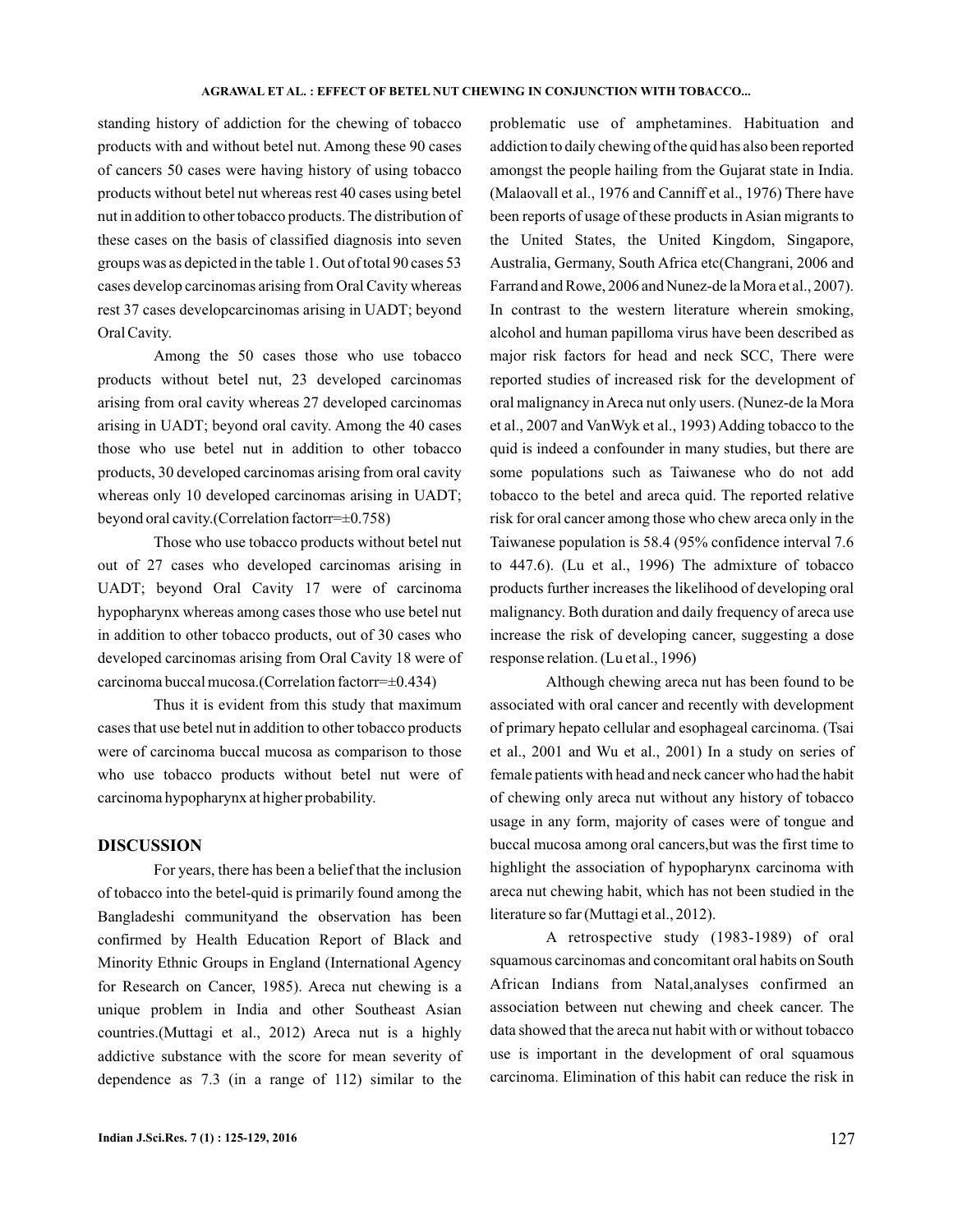standing history of addiction for the chewing of tobacco products with and without betel nut. Among these 90 cases of cancers 50 cases were having history of using tobacco products without betel nut whereas rest 40 cases using betel nut in addition to other tobacco products. The distribution of these cases on the basis of classified diagnosis into seven groups was as depicted in the table 1. Out of total 90 cases 53 cases develop carcinomas arising from Oral Cavity whereas rest 37 cases developcarcinomas arising in UADT; beyond Oral Cavity.

Among the 50 cases those who use tobacco products without betel nut, 23 developed carcinomas arising from oral cavity whereas 27 developed carcinomas arising in UADT; beyond oral cavity. Among the 40 cases those who use betel nut in addition to other tobacco products, 30 developed carcinomas arising from oral cavity whereas only 10 developed carcinomas arising in UADT; beyond oral cavity.(Correlation factorr=±0.758)

Those who use tobacco products without betel nut out of 27 cases who developed carcinomas arising in UADT; beyond Oral Cavity 17 were of carcinoma hypopharynx whereas among cases those who use betel nut in addition to other tobacco products, out of 30 cases who developed carcinomas arising from Oral Cavity 18 were of carcinoma buccal mucosa.(Correlation factorr=±0.434)

Thus it is evident from this study that maximum cases that use betel nut in addition to other tobacco products were of carcinoma buccal mucosa as comparison to those who use tobacco products without betel nut were of carcinoma hypopharynx at higher probability.

## DISCUSSION

For years, there has been a belief that the inclusion of tobacco into the betel-quid is primarily found among the Bangladeshi communityand the observation has been confirmed by Health Education Report of Black and Minority Ethnic Groups in England (International Agency for Research on Cancer, 1985). Areca nut chewing is a unique problem in India and other Southeast Asian countries.(Muttagi et al., 2012) Areca nut is a highly addictive substance with the score for mean severity of dependence as 7.3 (in a range of 112) similar to the problematic use of amphetamines. Habituation and addiction to daily chewing of the quid has also been reported amongst the people hailing from the Gujarat state in India. (Malaovall et al., 1976 and Canniff et al., 1976) There have been reports of usage of these products in Asian migrants to the United States, the United Kingdom, Singapore, Australia, Germany, South Africa etc(Changrani, 2006 and Farrand and Rowe, 2006 and Nunez-de la Mora et al., 2007). In contrast to the western literature wherein smoking, alcohol and human papilloma virus have been described as major risk factors for head and neck SCC, There were reported studies of increased risk for the development of oral malignancy in Areca nut only users. (Nunez-de la Mora et al., 2007 and VanWyk et al., 1993) Adding tobacco to the quid is indeed a confounder in many studies, but there are some populations such as Taiwanese who do not add tobacco to the betel and areca quid. The reported relative risk for oral cancer among those who chew areca only in the Taiwanese population is 58.4 (95% confidence interval 7.6 to 447.6). (Lu et al., 1996) The admixture of tobacco products further increases the likelihood of developing oral malignancy. Both duration and daily frequency of areca use increase the risk of developing cancer, suggesting a dose response relation. (Lu et al., 1996)

Although chewing areca nut has been found to be associated with oral cancer and recently with development of primary hepato cellular and esophageal carcinoma. (Tsai et al., 2001 and Wu et al., 2001) In a study on series of female patients with head and neck cancer who had the habit of chewing only areca nut without any history of tobacco usage in any form, majority of cases were of tongue and buccal mucosa among oral cancers,but was the first time to highlight the association of hypopharynx carcinoma with areca nut chewing habit, which has not been studied in the literature so far (Muttagi et al., 2012).

A retrospective study (1983-1989) of oral squamous carcinomas and concomitant oral habits on South African Indians from Natal,analyses confirmed an association between nut chewing and cheek cancer. The data showed that the areca nut habit with or without tobacco use is important in the development of oral squamous carcinoma. Elimination of this habit can reduce the risk in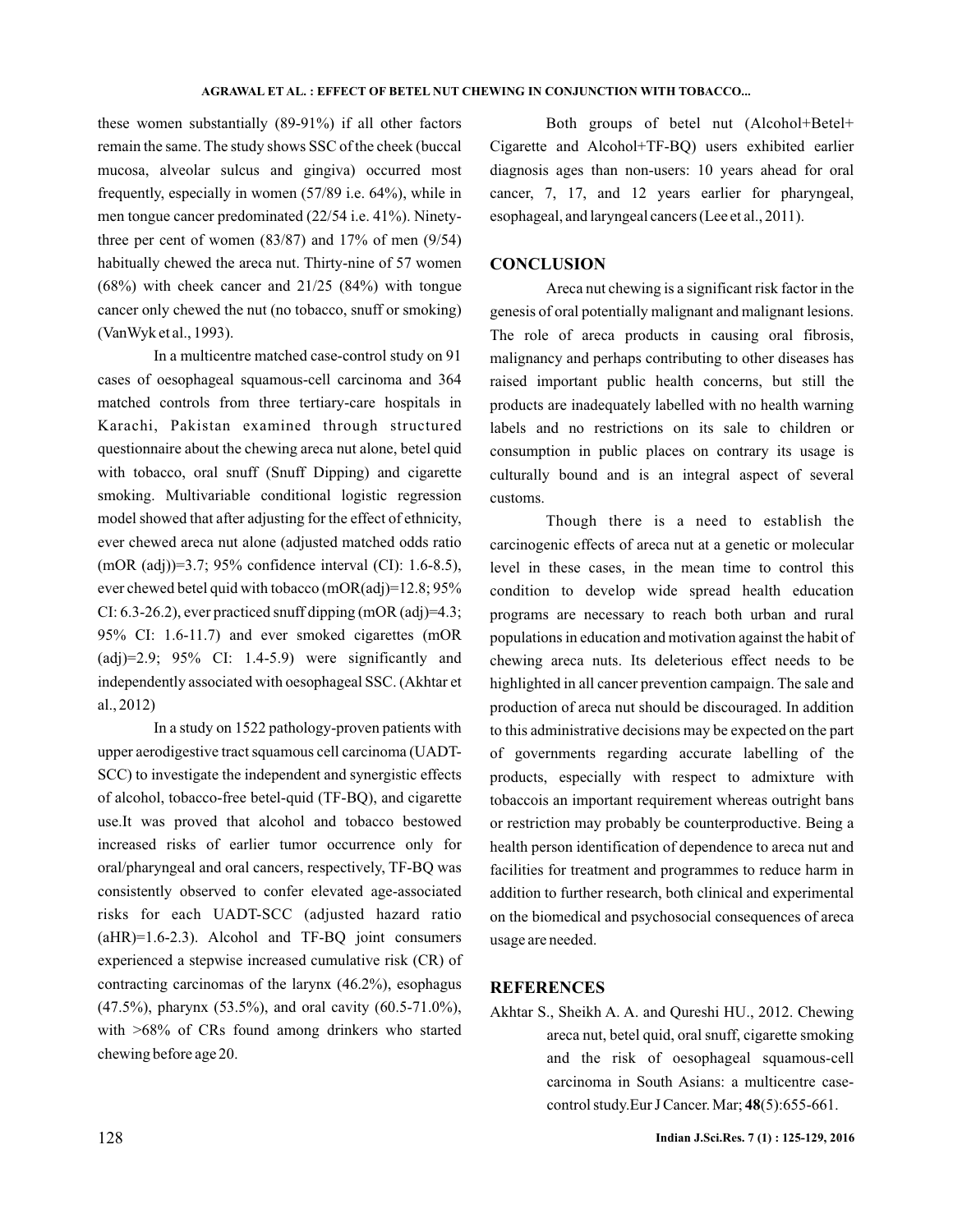these women substantially (89-91%) if all other factors remain the same. The study shows SSC of the cheek (buccal mucosa, alveolar sulcus and gingiva) occurred most frequently, especially in women (57/89 i.e. 64%), while in men tongue cancer predominated (22/54 i.e. 41%). Ninety-three per cent of women (83/87) and 17% of men (9/54) habitually chewed the areca nut. Thirty-nine of 57 women (68%) with cheek cancer and 21/25 (84%) with tongue cancer only chewed the nut (no tobacco, snuff or smoking) (VanWyk et al., 1993).

In a multicentre matched case-control study on 91 cases of oesophageal squamous-cell carcinoma and 364 matched controls from three tertiary-care hospitals in Karachi, Pakistan examined through structured questionnaire about the chewing areca nut alone, betel quid with tobacco, oral snuff (Snuff Dipping) and cigarette smoking. Multivariable conditional logistic regression model showed that after adjusting for the effect of ethnicity, ever chewed areca nut alone (adjusted matched odds ratio (mOR (adj))=3.7; 95% confidence interval (CI): 1.6-8.5), ever chewed betel quid with tobacco (mOR(adj)=12.8; 95% CI: 6.3-26.2), ever practiced snuff dipping (mOR (adj)=4.3; 95% CI: 1.6-11.7) and ever smoked cigarettes (mOR (adj)=2.9; 95% CI: 1.4-5.9) were significantly and independently associated with oesophageal SSC. (Akhtar et al., 2012)

In a study on 1522 pathology-proven patients with upper aerodigestive tract squamous cell carcinoma (UADT-SCC) to investigate the independent and synergistic effects of alcohol, tobacco-free betel-quid (TF-BQ), and cigarette use.It was proved that alcohol and tobacco bestowed increased risks of earlier tumor occurrence only for oral/pharyngeal and oral cancers, respectively, TF-BQ was consistently observed to confer elevated age-associated risks for each UADT-SCC (adjusted hazard ratio (aHR)=1.6-2.3). Alcohol and TF-BQ joint consumers experienced a stepwise increased cumulative risk (CR) of contracting carcinomas of the larynx (46.2%), esophagus (47.5%), pharynx (53.5%), and oral cavity (60.5-71.0%), with >68% of CRs found among drinkers who started chewing before age 20.

Both groups of betel nut (Alcohol+Betel+ Cigarette and Alcohol+TF-BQ) users exhibited earlier diagnosis ages than non-users: 10 years ahead for oral cancer, 7, 17, and 12 years earlier for pharyngeal, esophageal, and laryngeal cancers (Lee et al., 2011).

## CONCLUSION

Areca nut chewing is a significant risk factor in the genesis of oral potentially malignant and malignant lesions. The role of areca products in causing oral fibrosis, malignancy and perhaps contributing to other diseases has raised important public health concerns, but still the products are inadequately labelled with no health warning labels and no restrictions on its sale to children or consumption in public places on contrary its usage is culturally bound and is an integral aspect of several customs.

Though there is a need to establish the carcinogenic effects of areca nut at a genetic or molecular level in these cases, in the mean time to control this condition to develop wide spread health education programs are necessary to reach both urban and rural populations in education and motivation against the habit of chewing areca nuts. Its deleterious effect needs to be highlighted in all cancer prevention campaign. The sale and production of areca nut should be discouraged. In addition to this administrative decisions may be expected on the part of governments regarding accurate labelling of the products, especially with respect to admixture with tobaccois an important requirement whereas outright bans or restriction may probably be counterproductive. Being a health person identification of dependence to areca nut and facilities for treatment and programmes to reduce harm in addition to further research, both clinical and experimental on the biomedical and psychosocial consequences of areca usage are needed.

## REFERENCES

Akhtar S., Sheikh A. A. and Qureshi HU., 2012. Chewing areca nut, betel quid, oral snuff, cigarette smoking and the risk of oesophageal squamous-cell carcinoma in South Asians: a multicentre case-control study.Eur J Cancer. Mar; **48**(5):655-661.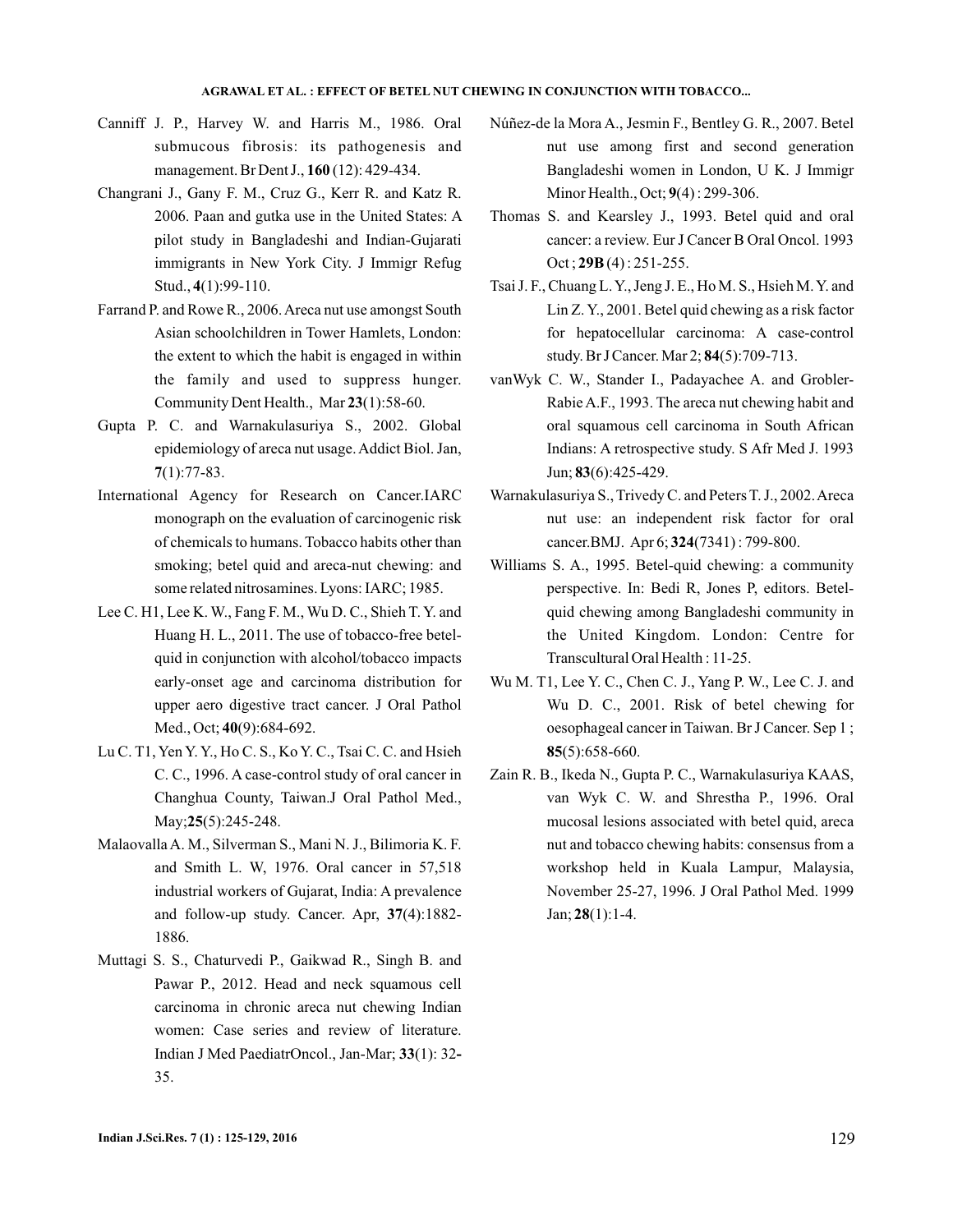Canniff J. P., Harvey W. and Harris M., 1986. Oral submucous fibrosis: its pathogenesis and management. Br Dent J., **160** (12): 429-434.

Changrani J., Gany F. M., Cruz G., Kerr R. and Katz R. 2006. Paan and gutka use in the United States: A pilot study in Bangladeshi and Indian-Gujarati immigrants in New York City. J Immigr Refug Stud., **4**(1):99-110.

Farrand P. and Rowe R., 2006. Areca nut use amongst South Asian schoolchildren in Tower Hamlets, London: the extent to which the habit is engaged in within the family and used to suppress hunger. Community Dent Health., Mar **23**(1):58-60.

Gupta P. C. and Warnakulasuriya S., 2002. Global epidemiology of areca nut usage. Addict Biol. Jan, **7**(1):77-83.

International Agency for Research on Cancer.IARC monograph on the evaluation of carcinogenic risk of chemicals to humans. Tobacco habits other than smoking; betel quid and areca-nut chewing: and some related nitrosamines. Lyons: IARC; 1985.

Lee C. H1, Lee K. W., Fang F. M., Wu D. C., Shieh T. Y. and Huang H. L., 2011. The use of tobacco-free betel-quid in conjunction with alcohol/tobacco impacts early-onset age and carcinoma distribution for upper aero digestive tract cancer. J Oral Pathol Med., Oct; **40**(9):684-692.

Lu C. T1, Yen Y. Y., Ho C. S., Ko Y. C., Tsai C. C. and Hsieh C. C., 1996. A case-control study of oral cancer in Changhua County, Taiwan.J Oral Pathol Med., May;**25**(5):245-248.

Malaovalla A. M., Silverman S., Mani N. J., Bilimoria K. F. and Smith L. W, 1976. Oral cancer in 57,518 industrial workers of Gujarat, India: A prevalence and follow-up study. Cancer. Apr, **37**(4):1882-1886.

Muttagi S. S., Chaturvedi P., Gaikwad R., Singh B. and Pawar P., 2012. Head and neck squamous cell carcinoma in chronic areca nut chewing Indian women: Case series and review of literature. Indian J Med PaediatrOncol., Jan-Mar; **33**(1): 32-35.

Núñez-de la Mora A., Jesmin F., Bentley G. R., 2007. Betel nut use among first and second generation Bangladeshi women in London, U K. J Immigr Minor Health., Oct; **9**(4) : 299-306.

Thomas S. and Kearsley J., 1993. Betel quid and oral cancer: a review. Eur J Cancer B Oral Oncol. 1993 Oct ; **29B** (4) : 251-255.

Tsai J. F., Chuang L. Y., Jeng J. E., Ho M. S., Hsieh M. Y. and Lin Z. Y., 2001. Betel quid chewing as a risk factor for hepatocellular carcinoma: A case-control study. Br J Cancer. Mar 2; **84**(5):709-713.

vanWyk C. W., Stander I., Padayachee A. and Grobler-Rabie A.F., 1993. The areca nut chewing habit and oral squamous cell carcinoma in South African Indians: A retrospective study. S Afr Med J. 1993 Jun; **83**(6):425-429.

Warnakulasuriya S., Trivedy C. and Peters T. J., 2002. Areca nut use: an independent risk factor for oral cancer.BMJ. Apr 6; **324**(7341) : 799-800.

Williams S. A., 1995. Betel-quid chewing: a community perspective. In: Bedi R, Jones P, editors. Betel-quid chewing among Bangladeshi community in the United Kingdom. London: Centre for Transcultural Oral Health : 11-25.

Wu M. T1, Lee Y. C., Chen C. J., Yang P. W., Lee C. J. and Wu D. C., 2001. Risk of betel chewing for oesophageal cancer in Taiwan. Br J Cancer. Sep 1 ; **85**(5):658-660.

Zain R. B., Ikeda N., Gupta P. C., Warnakulasuriya KAAS, van Wyk C. W. and Shrestha P., 1996. Oral mucosal lesions associated with betel quid, areca nut and tobacco chewing habits: consensus from a workshop held in Kuala Lampur, Malaysia, November 25-27, 1996. J Oral Pathol Med. 1999 Jan; **28**(1):1-4.